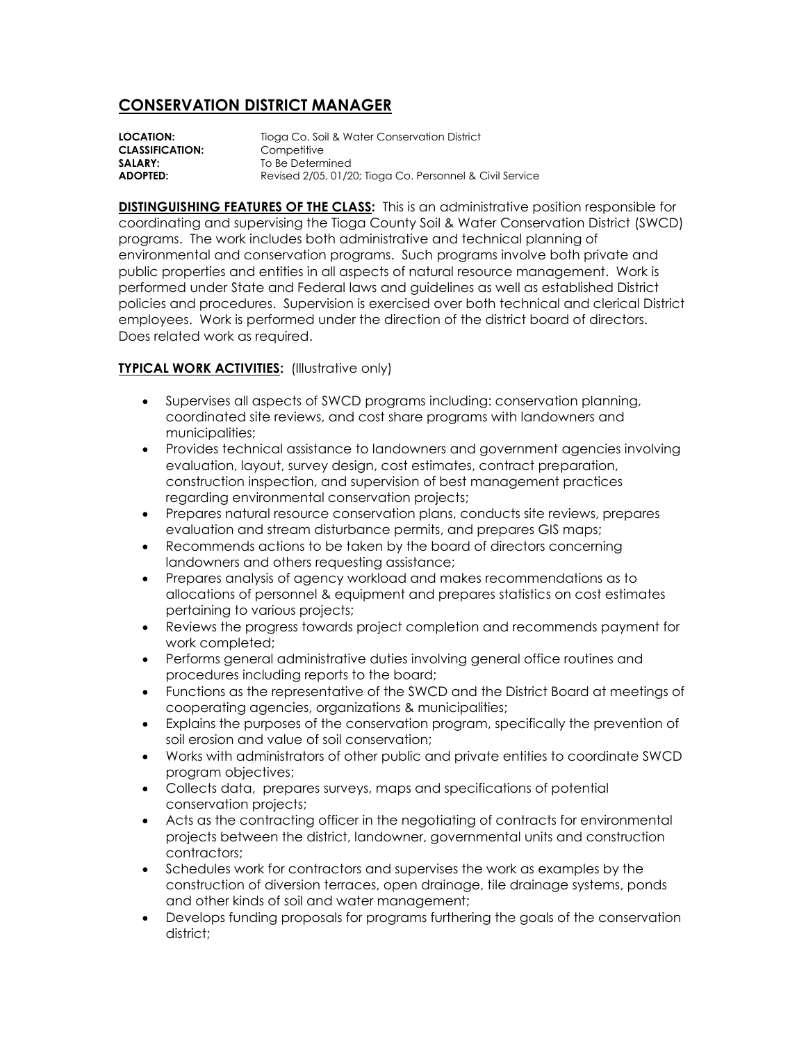## CONSERVATION DISTRICT MANAGER

**LOCATION:** Tioga Co. Soil & Water Conservation District
**CLASSIFICATION:** Competitive
**SALARY:** To Be Determined
**ADOPTED:** Revised 2/05, 01/20; Tioga Co. Personnel & Civil Service

**DISTINGUISHING FEATURES OF THE CLASS:** This is an administrative position responsible for coordinating and supervising the Tioga County Soil & Water Conservation District (SWCD) programs. The work includes both administrative and technical planning of environmental and conservation programs. Such programs involve both private and public properties and entities in all aspects of natural resource management. Work is performed under State and Federal laws and guidelines as well as established District policies and procedures. Supervision is exercised over both technical and clerical District employees. Work is performed under the direction of the district board of directors. Does related work as required.

**TYPICAL WORK ACTIVITIES:** (Illustrative only)

- Supervises all aspects of SWCD programs including: conservation planning, coordinated site reviews, and cost share programs with landowners and municipalities;
- Provides technical assistance to landowners and government agencies involving evaluation, layout, survey design, cost estimates, contract preparation, construction inspection, and supervision of best management practices regarding environmental conservation projects;
- Prepares natural resource conservation plans, conducts site reviews, prepares evaluation and stream disturbance permits, and prepares GIS maps;
- Recommends actions to be taken by the board of directors concerning landowners and others requesting assistance;
- Prepares analysis of agency workload and makes recommendations as to allocations of personnel & equipment and prepares statistics on cost estimates pertaining to various projects;
- Reviews the progress towards project completion and recommends payment for work completed;
- Performs general administrative duties involving general office routines and procedures including reports to the board;
- Functions as the representative of the SWCD and the District Board at meetings of cooperating agencies, organizations & municipalities;
- Explains the purposes of the conservation program, specifically the prevention of soil erosion and value of soil conservation;
- Works with administrators of other public and private entities to coordinate SWCD program objectives;
- Collects data, prepares surveys, maps and specifications of potential conservation projects;
- Acts as the contracting officer in the negotiating of contracts for environmental projects between the district, landowner, governmental units and construction contractors;
- Schedules work for contractors and supervises the work as examples by the construction of diversion terraces, open drainage, tile drainage systems, ponds and other kinds of soil and water management;
- Develops funding proposals for programs furthering the goals of the conservation district;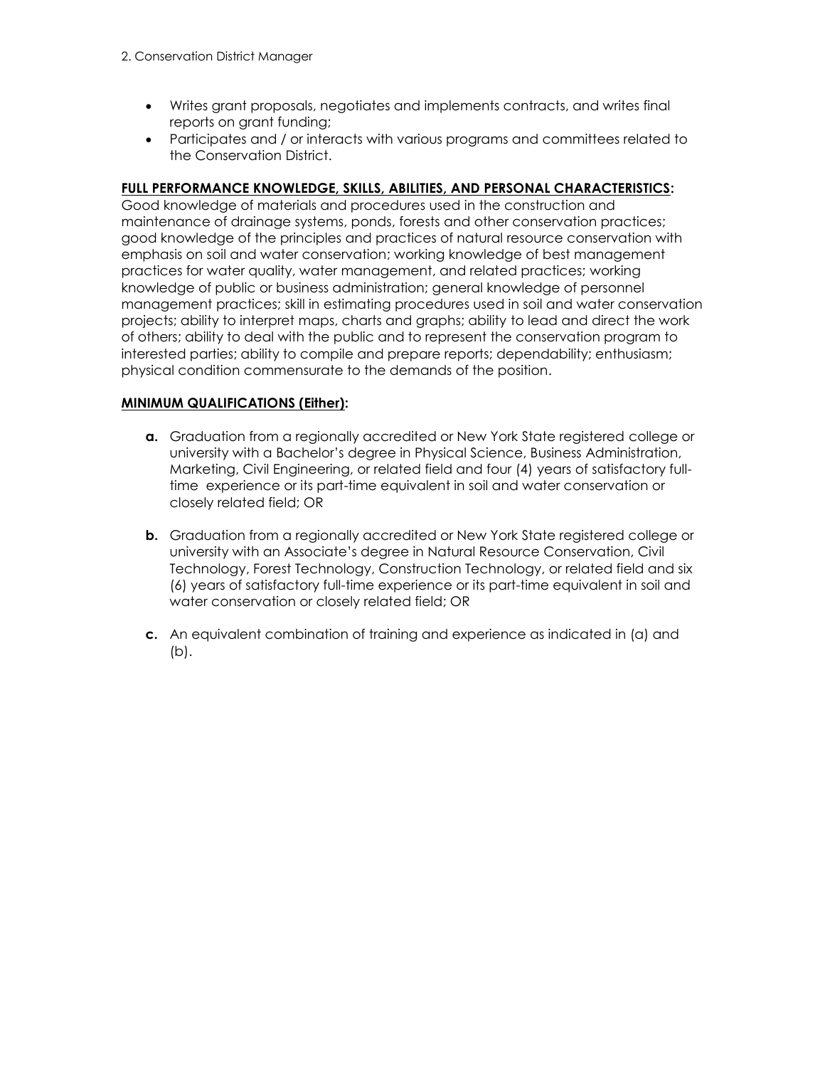- Writes grant proposals, negotiates and implements contracts, and writes final reports on grant funding;
- Participates and / or interacts with various programs and committees related to the Conservation District.

**FULL PERFORMANCE KNOWLEDGE, SKILLS, ABILITIES, AND PERSONAL CHARACTERISTICS:**

Good knowledge of materials and procedures used in the construction and maintenance of drainage systems, ponds, forests and other conservation practices; good knowledge of the principles and practices of natural resource conservation with emphasis on soil and water conservation; working knowledge of best management practices for water quality, water management, and related practices; working knowledge of public or business administration; general knowledge of personnel management practices; skill in estimating procedures used in soil and water conservation projects; ability to interpret maps, charts and graphs; ability to lead and direct the work of others; ability to deal with the public and to represent the conservation program to interested parties; ability to compile and prepare reports; dependability; enthusiasm; physical condition commensurate to the demands of the position.

**MINIMUM QUALIFICATIONS (Either):**

**a.** Graduation from a regionally accredited or New York State registered college or university with a Bachelor's degree in Physical Science, Business Administration, Marketing, Civil Engineering, or related field and four (4) years of satisfactory full-time experience or its part-time equivalent in soil and water conservation or closely related field; OR

**b.** Graduation from a regionally accredited or New York State registered college or university with an Associate's degree in Natural Resource Conservation, Civil Technology, Forest Technology, Construction Technology, or related field and six (6) years of satisfactory full-time experience or its part-time equivalent in soil and water conservation or closely related field; OR

**c.** An equivalent combination of training and experience as indicated in (a) and (b).